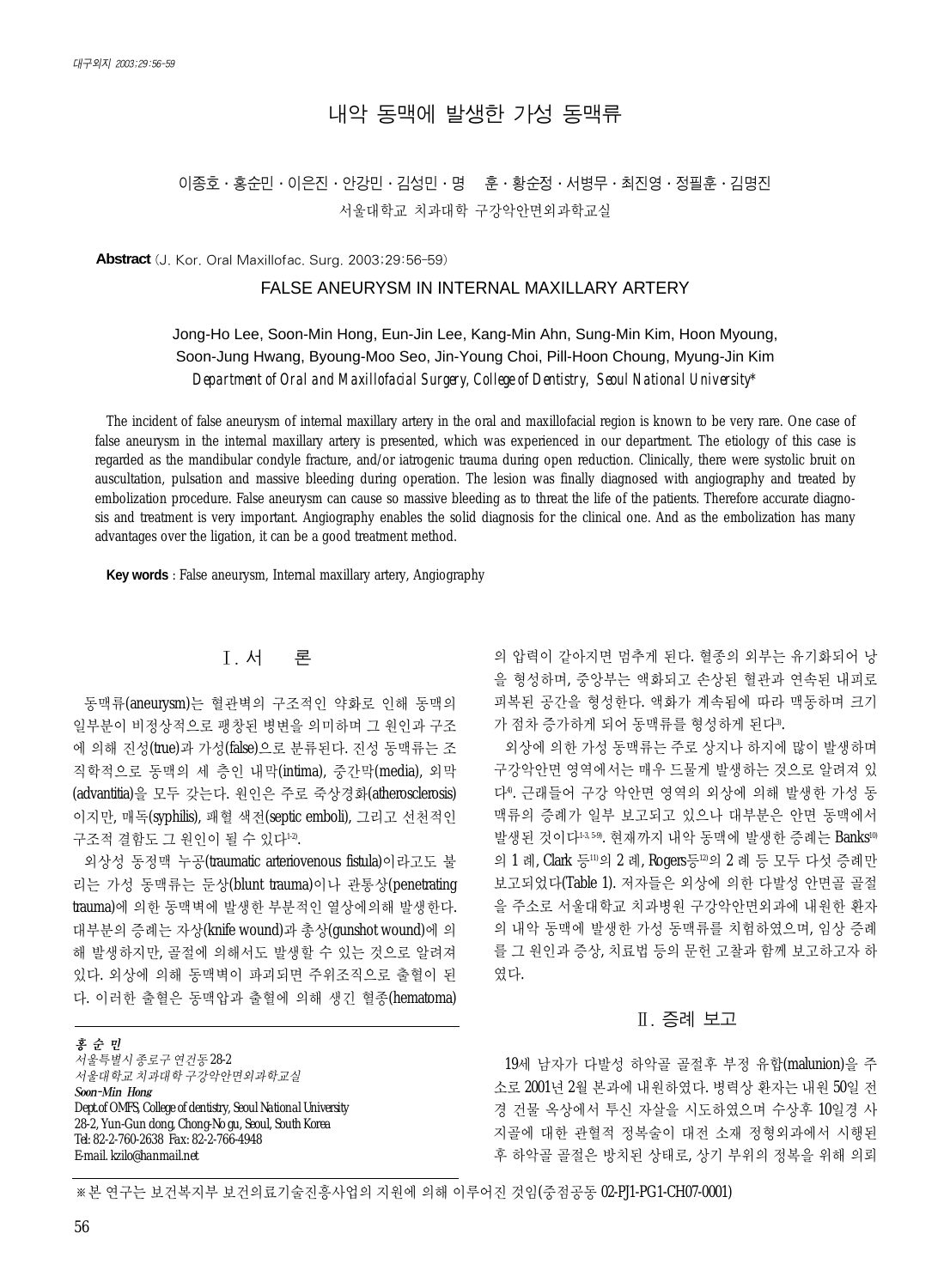# 내악 동맥에 발생한 가성 동맥류

이종호 · 홍순민 · 이은진 · 안강민 · 김성민 · 명　훈 · 황순정 · 서병무 · 최진영 · 정필훈 · 김명진

서울대학교 치과대학 구강악안면외과학교실

**Abstract** (J. Kor. Oral Maxillofac. Surg. 2003;29:56-59)

## FALSE ANEURYSM IN INTERNAL MAXILLARY ARTERY

Jong-Ho Lee, Soon-Min Hong, Eun-Jin Lee, Kang-Min Ahn, Sung-Min Kim, Hoon Myoung, Soon-Jung Hwang, Byoung-Moo Seo, Jin-Young Choi, Pill-Hoon Choung, Myung-Jin Kim

*Department of Oral and Maxillofacial Surgery, College of Dentistry, Seoul National University**

The incident of false aneurysm of internal maxillary artery in the oral and maxillofacial region is known to be very rare. One case of false aneurysm in the internal maxillary artery is presented, which was experienced in our department. The etiology of this case is regarded as the mandibular condyle fracture, and/or iatrogenic trauma during open reduction. Clinically, there were systolic bruit on auscultation, pulsation and massive bleeding during operation. The lesion was finally diagnosed with angiography and treated by embolization procedure. False aneurysm can cause so massive bleeding as to threat the life of the patients. Therefore accurate diagnosis and treatment is very important. Angiography enables the solid diagnosis for the clinical one. And as the embolization has many advantages over the ligation, it can be a good treatment method.

**Key words** : False aneurysm, Internal maxillary artery, Angiography

## Ⅰ. 서　　론

동맥류(aneurysm)는 혈관벽의 구조적인 약화로 인해 동맥의 일부분이 비정상적으로 팽창된 병변을 의미하며 그 원인과 구조에 의해 진성(true)과 가성(false)으로 분류된다. 진성 동맥류는 조직학적으로 동맥의 세 층인 내막(intima), 중간막(media), 외막(advantitia)을 모두 갖는다. 원인은 주로 죽상경화(atherosclerosis)이지만, 매독(syphilis), 패혈 색전(septic emboli), 그리고 선천적인 구조적 결함도 그 원인이 될 수 있다[1-2].

외상성 동정맥 누공(traumatic arteriovenous fistula)이라고도 불리는 가성 동맥류는 둔상(blunt trauma)이나 관통상(penetrating trauma)에 의한 동맥벽에 발생한 부분적인 열상에의해 발생한다. 대부분의 증례는 자상(knife wound)과 총상(gunshot wound)에 의해 발생하지만, 골절에 의해서도 발생할 수 있는 것으로 알려져 있다. 외상에 의해 동맥벽이 파괴되면 주위조직으로 출혈이 된다. 이러한 출혈은 동맥압과 출혈에 의해 생긴 혈종(hematoma)의 압력이 같아지면 멈추게 된다. 혈종의 외부는 유기화되어 낭을 형성하며, 중앙부는 액화되고 손상된 혈관과 연속된 내피로 피복된 공간을 형성한다. 액화가 계속됨에 따라 맥동하며 크기가 점차 증가하게 되어 동맥류를 형성하게 된다[3].

외상에 의한 가성 동맥류는 주로 상지나 하지에 많이 발생하며 구강악안면 영역에서는 매우 드물게 발생하는 것으로 알려져 있다[4]. 근래들어 구강 악안면 영역의 외상에 의해 발생한 가성 동맥류의 증례가 일부 보고되고 있으나 대부분은 안면 동맥에서 발생된 것이다[1-3, 5-9]. 현재까지 내악 동맥에 발생한 증례는 Banks[10]의 1 례, Clark 등[11]의 2 례, Rogers등[12]의 2 례 등 모두 다섯 증례만 보고되었다(Table 1). 저자들은 외상에 의한 다발성 안면골 골절을 주소로 서울대학교 치과병원 구강악안면외과에 내원한 환자의 내악 동맥에 발생한 가성 동맥류를 치험하였으며, 임상 증례를 그 원인과 증상, 치료법 등의 문헌 고찰과 함께 보고하고자 하였다.

## Ⅱ. 증례 보고

19세 남자가 다발성 하악골 골절후 부정 유합(malunion)을 주소로 2001년 2월 본과에 내원하였다. 병력상 환자는 내원 50일 전경 건물 옥상에서 투신 자살을 시도하였으며 수상후 10일경 사지골에 대한 관혈적 정복술이 대전 소재 정형외과에서 시행된 후 하악골 골절은 방치된 상태로, 상기 부위의 정복을 위해 의뢰

---

*홍 순 민*
*서울특별시 종로구 연건동 28-2*
*서울대학교 치과대학 구강악안면외과학교실*
***Soon-Min Hong***
*Dept.of OMFS, College of dentistry, Seoul National University*
*28-2, Yun-Gun dong, Chong-No gu, Seoul, South Korea*
*Tel: 82-2-760-2638 Fax: 82-2-766-4948*
*E-mail. kzilo@hanmail.net*

※본 연구는 보건복지부 보건의료기술진흥사업의 지원에 의해 이루어진 것임(중점공동 02-PJ1-PG1-CH07-0001)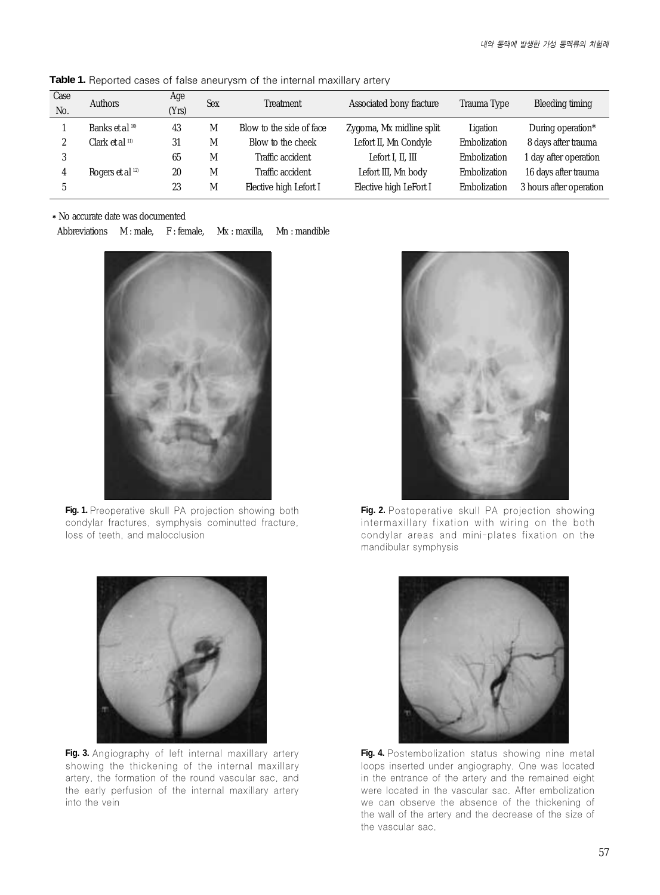**Table 1.** Reported cases of false aneurysm of the internal maxillary artery

| Case No. | Authors | Age (Yrs) | Sex | Treatment | Associated bony fracture | Trauma Type | Bleeding timing |
|---|---|---|---|---|---|---|---|
| 1 | Banks et al [10] | 43 | M | Blow to the side of face | Zygoma, Mx midline split | Ligation | During operation* |
| 2 | Clark et al [11] | 31 | M | Blow to the cheek | Lefort II, Mn Condyle | Embolization | 8 days after trauma |
| 3 | | 65 | M | Traffic accident | Lefort I, II, III | Embolization | 1 day after operation |
| 4 | Rogers et al [12] | 20 | M | Traffic accident | Lefort III, Mn body | Embolization | 16 days after trauma |
| 5 | | 23 | M | Elective high Lefort I | Elective high LeFort I | Embolization | 3 hours after operation |

\* No accurate date was documented

Abbreviations M : male, F : female, Mx : maxilla, Mn : mandible

**Fig. 1.** Preoperative skull PA projection showing both condylar fractures, symphysis cominutted fracture, loss of teeth, and malocclusion

**Fig. 2.** Postoperative skull PA projection showing intermaxillary fixation with wiring on the both condylar areas and mini-plates fixation on the mandibular symphysis

**Fig. 3.** Angiography of left internal maxillary artery showing the thickening of the internal maxillary artery, the formation of the round vascular sac, and the early perfusion of the internal maxillary artery into the vein

**Fig. 4.** Postembolization status showing nine metal loops inserted under angiography. One was located in the entrance of the artery and the remained eight were located in the vascular sac. After embolization we can observe the absence of the thickening of the wall of the artery and the decrease of the size of the vascular sac.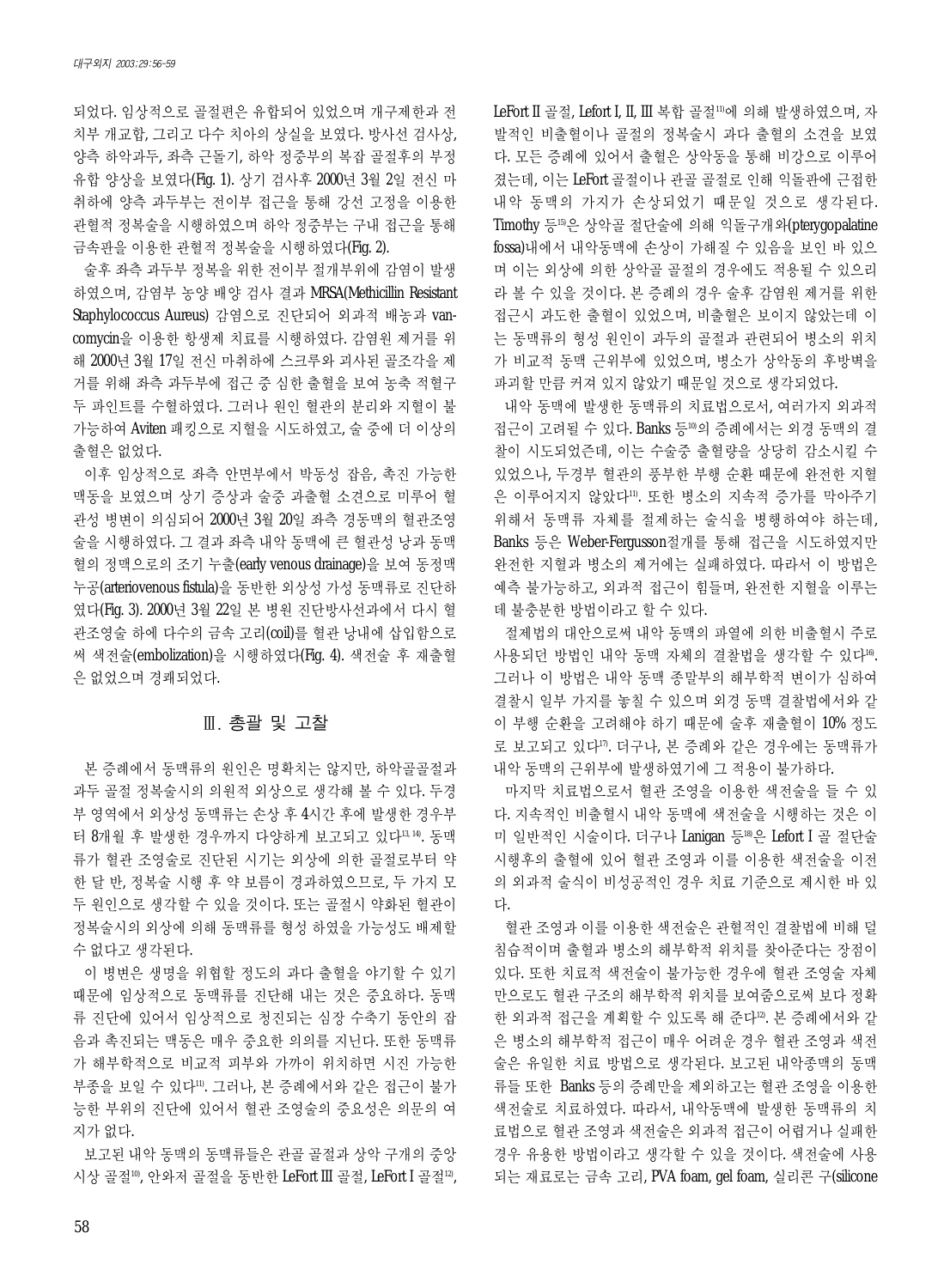되었다. 임상적으로 골절편은 유합되어 있었으며 개구제한과 전치부 개교합, 그리고 다수 치아의 상실을 보였다. 방사선 검사상, 양측 하악과두, 좌측 근돌기, 하악 정중부의 복잡 골절후의 부정 유합 양상을 보였다(Fig. 1). 상기 검사후 2000년 3월 2일 전신 마취하에 양측 과두부는 전이부 접근을 통해 강선 고정을 이용한 관혈적 정복술을 시행하였으며 하악 정중부는 구내 접근을 통해 금속판을 이용한 관혈적 정복술을 시행하였다(Fig. 2).

술후 좌측 과두부 정복을 위한 전이부 절개부위에 감염이 발생하였으며, 감염부 농양 배양 검사 결과 MRSA(Methicillin Resistant Staphylococcus Aureus) 감염으로 진단되어 외과적 배농과 vancomycin을 이용한 항생제 치료를 시행하였다. 감염원 제거를 위해 2000년 3월 17일 전신 마취하에 스크루와 괴사된 골조각을 제거를 위해 좌측 과두부에 접근 중 심한 출혈을 보여 농축 적혈구 두 파인트를 수혈하였다. 그러나 원인 혈관의 분리와 지혈이 불가능하여 Aviten 패킹으로 지혈을 시도하였고, 술 중에 더 이상의 출혈은 없었다.

이후 임상적으로 좌측 안면부에서 박동성 잡음, 촉진 가능한 맥동을 보였으며 상기 증상과 술중 과출혈 소견으로 미루어 혈관성 병변이 의심되어 2000년 3월 20일 좌측 경동맥의 혈관조영술을 시행하였다. 그 결과 좌측 내악 동맥에 큰 혈관성 낭과 동맥혈의 정맥으로의 조기 누출(early venous drainage)을 보여 동정맥 누공(arteriovenous fistula)을 동반한 외상성 가성 동맥류로 진단하였다(Fig. 3). 2000년 3월 22일 본 병원 진단방사선과에서 다시 혈관조영술 하에 다수의 금속 고리(coil)를 혈관 낭내에 삽입함으로써 색전술(embolization)을 시행하였다(Fig. 4). 색전술 후 재출혈은 없었으며 경쾌되었다.

## Ⅲ. 총괄 및 고찰

본 증례에서 동맥류의 원인은 명확치는 않지만, 하악골골절과 과두 골절 정복술시의 의원적 외상으로 생각해 볼 수 있다. 두경부 영역에서 외상성 동맥류는 손상 후 4시간 후에 발생한 경우부터 8개월 후 발생한 경우까지 다양하게 보고되고 있다[13,14]. 동맥류가 혈관 조영술로 진단된 시기는 외상에 의한 골절로부터 약 한 달 반, 정복술 시행 후 약 보름이 경과하였으므로, 두 가지 모두 원인으로 생각할 수 있을 것이다. 또는 골절시 약화된 혈관이 정복술시의 외상에 의해 동맥류를 형성 하였을 가능성도 배제할 수 없다고 생각된다.

이 병변은 생명을 위협할 정도의 과다 출혈을 야기할 수 있기 때문에 임상적으로 동맥류를 진단해 내는 것은 중요하다. 동맥류 진단에 있어서 임상적으로 청진되는 심장 수축기 동안의 잡음과 촉진되는 맥동은 매우 중요한 의의를 지닌다. 또한 동맥류가 해부학적으로 비교적 피부와 가까이 위치하면 시진 가능한 부종을 보일 수 있다[11]. 그러나, 본 증례에서와 같은 접근이 불가능한 부위의 진단에 있어서 혈관 조영술의 중요성은 의문의 여지가 없다.

보고된 내악 동맥의 동맥류들은 관골 골절과 상악 구개의 중앙 시상 골절[10], 안와저 골절을 동반한 LeFort III 골절, LeFort I 골절[12], LeFort II 골절, Lefort I, II, III 복합 골절[11]에 의해 발생하였으며, 자발적인 비출혈이나 골절의 정복술시 과다 출혈의 소견을 보였다. 모든 증례에 있어서 출혈은 상악동을 통해 비강으로 이루어졌는데, 이는 LeFort 골절이나 관골 골절로 인해 익돌판에 근접한 내악 동맥의 가지가 손상되었기 때문일 것으로 생각된다. Timothy 등[15]은 상악골 절단술에 의해 익돌구개와(pterygopalatine fossa)내에서 내악동맥에 손상이 가해질 수 있음을 보인 바 있으며 이는 외상에 의한 상악골 골절의 경우에도 적용될 수 있으리라 볼 수 있을 것이다. 본 증례의 경우 술후 감염원 제거를 위한 접근시 과도한 출혈이 있었으며, 비출혈은 보이지 않았는데 이는 동맥류의 형성 원인이 과두의 골절과 관련되어 병소의 위치가 비교적 동맥 근위부에 있었으며, 병소가 상악동의 후방벽을 파괴할 만큼 커져 있지 않았기 때문일 것으로 생각되었다.

내악 동맥에 발생한 동맥류의 치료법으로서, 여러가지 외과적 접근이 고려될 수 있다. Banks 등[10]의 증례에서는 외경 동맥의 결찰이 시도되었는데, 이는 수술중 출혈량을 상당히 감소시킬 수 있었으나, 두경부 혈관의 풍부한 부행 순환 때문에 완전한 지혈은 이루어지지 않았다[11]. 또한 병소의 지속적 증가를 막아주기 위해서 동맥류 자체를 절제하는 술식을 병행하여야 하는데, Banks 등은 Weber-Fergusson절개를 통해 접근을 시도하였지만 완전한 지혈과 병소의 제거에는 실패하였다. 따라서 이 방법은 예측 불가능하고, 외과적 접근이 힘들며, 완전한 지혈을 이루는데 불충분한 방법이라고 할 수 있다.

절제법의 대안으로써 내악 동맥의 파열에 의한 비출혈시 주로 사용되던 방법인 내악 동맥 자체의 결찰법을 생각할 수 있다[16]. 그러나 이 방법은 내악 동맥 종말부의 해부학적 변이가 심하여 결찰시 일부 가지를 놓칠 수 있으며 외경 동맥 결찰법에서와 같이 부행 순환을 고려해야 하기 때문에 술후 재출혈이 10% 정도로 보고되고 있다[17]. 더구나, 본 증례와 같은 경우에는 동맥류가 내악 동맥의 근위부에 발생하였기에 그 적용이 불가하다.

마지막 치료법으로서 혈관 조영을 이용한 색전술을 들 수 있다. 지속적인 비출혈시 내악 동맥에 색전술을 시행하는 것은 이미 일반적인 시술이다. 더구나 Lanigan 등[18]은 Lefort I 골 절단술 시행후의 출혈에 있어 혈관 조영과 이를 이용한 색전술을 이전의 외과적 술식이 비성공적인 경우 치료 기준으로 제시한 바 있다.

혈관 조영과 이를 이용한 색전술은 관혈적인 결찰법에 비해 덜 침습적이며 출혈과 병소의 해부학적 위치를 찾아준다는 장점이 있다. 또한 치료적 색전술이 불가능한 경우에 혈관 조영술 자체만으로도 혈관 구조의 해부학적 위치를 보여줌으로써 보다 정확한 외과적 접근을 계획할 수 있도록 해 준다[12]. 본 증례에서와 같은 병소의 해부학적 접근이 매우 어려운 경우 혈관 조영과 색전술은 유일한 치료 방법으로 생각된다. 보고된 내악종맥의 동맥류들 또한 Banks 등의 증례만을 제외하고는 혈관 조영을 이용한 색전술로 치료하였다. 따라서, 내악동맥에 발생한 동맥류의 치료법으로 혈관 조영과 색전술은 외과적 접근이 어렵거나 실패한 경우 유용한 방법이라고 생각할 수 있을 것이다. 색전술에 사용되는 재료로는 금속 고리, PVA foam, gel foam, 실리콘 구(silicone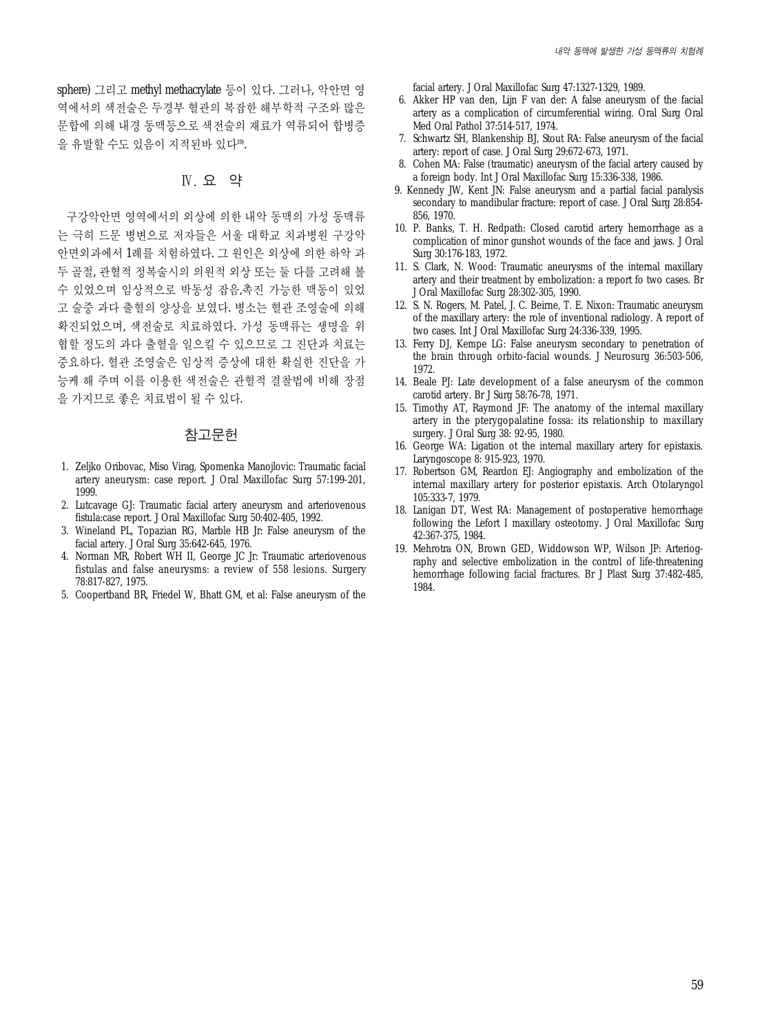sphere) 그리고 methyl methacrylate 등이 있다. 그러나, 악안면 영역에서의 색전술은 두경부 혈관의 복잡한 해부학적 구조와 많은 문합에 의해 내경 동맥등으로 색전술의 재료가 역류되어 합병증을 유발할 수도 있음이 지적된바 있다[19].

## Ⅳ. 요 약

구강악안면 영역에서의 외상에 의한 내악 동맥의 가성 동맥류는 극히 드문 병변으로 저자들은 서울 대학교 치과병원 구강악안면외과에서 1례를 치험하였다. 그 원인은 외상에 의한 하악 과두 골절, 관혈적 정복술시의 의원적 외상 또는 둘 다를 고려해 볼 수 있었으며 임상적으로 박동성 잡음,촉진 가능한 맥동이 있었고 술중 과다 출혈의 양상을 보였다. 병소는 혈관 조영술에 의해 확진되었으며, 색전술로 치료하였다. 가성 동맥류는 생명을 위협할 정도의 과다 출혈을 일으킬 수 있으므로 그 진단과 치료는 중요하다. 혈관 조영술은 임상적 증상에 대한 확실한 진단을 가능케 해 주며 이를 이용한 색전술은 관혈적 결찰법에 비해 장점을 가지므로 좋은 치료법이 될 수 있다.

## 참고문헌

1. Zeljko Oribovac, Miso Virag, Spomenka Manojlovic: Traumatic facial artery aneurysm: case report. J Oral Maxillofac Surg 57:199-201, 1999.
2. Lutcavage GJ: Traumatic facial artery aneurysm and arteriovenous fistula:case report. J Oral Maxillofac Surg 50:402-405, 1992.
3. Wineland PL, Topazian RG, Marble HB Jr: False aneurysm of the facial artery. J Oral Surg 35:642-645, 1976.
4. Norman MR, Robert WH II, George JC Jr: Traumatic arteriovenous fistulas and false aneurysms: a review of 558 lesions. Surgery 78:817-827, 1975.
5. Coopertband BR, Friedel W, Bhatt GM, et al: False aneurysm of the facial artery. J Oral Maxillofac Surg 47:1327-1329, 1989.
6. Akker HP van den, Lijn F van der: A false aneurysm of the facial artery as a complication of circumferential wiring. Oral Surg Oral Med Oral Pathol 37:514-517, 1974.
7. Schwartz SH, Blankenship BJ, Stout RA: False aneurysm of the facial artery: report of case. J Oral Surg 29:672-673, 1971.
8. Cohen MA: False (traumatic) aneurysm of the facial artery caused by a foreign body. Int J Oral Maxillofac Surg 15:336-338, 1986.
9. Kennedy JW, Kent JN: False aneurysm and a partial facial paralysis secondary to mandibular fracture: report of case. J Oral Surg 28:854-856, 1970.
10. P. Banks, T. H. Redpath: Closed carotid artery hemorrhage as a complication of minor gunshot wounds of the face and jaws. J Oral Surg 30:176-183, 1972.
11. S. Clark, N. Wood: Traumatic aneurysms of the internal maxillary artery and their treatment by embolization: a report fo two cases. Br J Oral Maxillofac Surg 28:302-305, 1990.
12. S. N. Rogers, M. Patel, J. C. Beirne, T. E. Nixon: Traumatic aneurysm of the maxillary artery: the role of inventional radiology. A report of two cases. Int J Oral Maxillofac Surg 24:336-339, 1995.
13. Ferry DJ, Kempe LG: False aneurysm secondary to penetration of the brain through orbito-facial wounds. J Neurosurg 36:503-506, 1972.
14. Beale PJ: Late development of a false aneurysm of the common carotid artery. Br J Surg 58:76-78, 1971.
15. Timothy AT, Raymond JF: The anatomy of the internal maxillary artery in the pterygopalatine fossa: its relationship to maxillary surgery. J Oral Surg 38: 92-95, 1980.
16. George WA: Ligation ot the internal maxillary artery for epistaxis. Laryngoscope 8: 915-923, 1970.
17. Robertson GM, Reardon EJ: Angiography and embolization of the internal maxillary artery for posterior epistaxis. Arch Otolaryngol 105:333-7, 1979.
18. Lanigan DT, West RA: Management of postoperative hemorrhage following the Lefort I maxillary osteotomy. J Oral Maxillofac Surg 42:367-375, 1984.
19. Mehrotra ON, Brown GED, Widdowson WP, Wilson JP: Arteriography and selective embolization in the control of life-threatening hemorrhage following facial fractures. Br J Plast Surg 37:482-485, 1984.